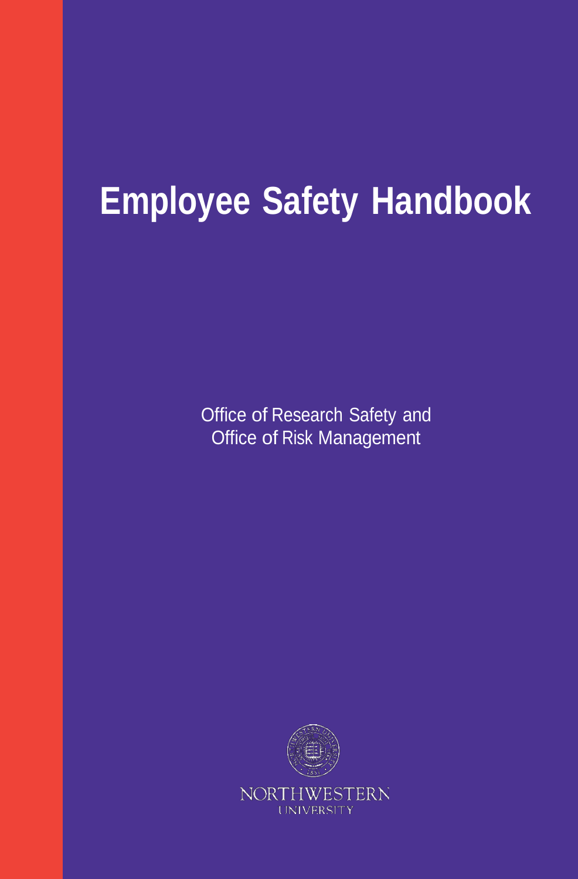# Employee Safety Handbook

Office of Research Safety and
Office of Risk Management

NORTHWESTERN
UNIVERSITY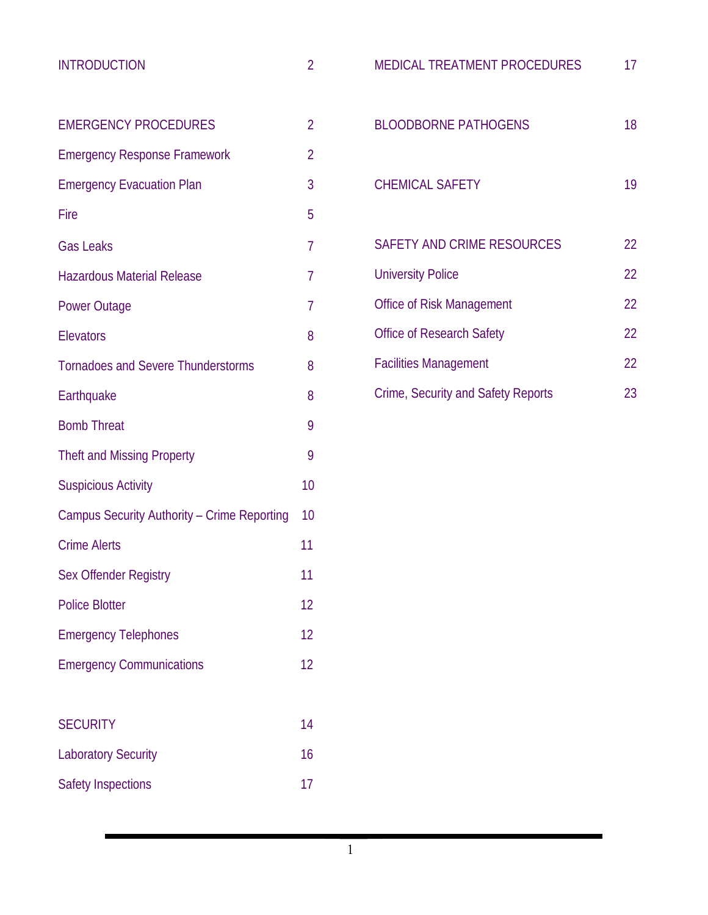| | |
|---|---|
| INTRODUCTION | 2 |
| | |
| EMERGENCY PROCEDURES | 2 |
| Emergency Response Framework | 2 |
| Emergency Evacuation Plan | 3 |
| Fire | 5 |
| Gas Leaks | 7 |
| Hazardous Material Release | 7 |
| Power Outage | 7 |
| Elevators | 8 |
| Tornadoes and Severe Thunderstorms | 8 |
| Earthquake | 8 |
| Bomb Threat | 9 |
| Theft and Missing Property | 9 |
| Suspicious Activity | 10 |
| Campus Security Authority – Crime Reporting | 10 |
| Crime Alerts | 11 |
| Sex Offender Registry | 11 |
| Police Blotter | 12 |
| Emergency Telephones | 12 |
| Emergency Communications | 12 |
| | |
| SECURITY | 14 |
| Laboratory Security | 16 |
| Safety Inspections | 17 |
| | |
| MEDICAL TREATMENT PROCEDURES | 17 |
| | |
| BLOODBORNE PATHOGENS | 18 |
| | |
| CHEMICAL SAFETY | 19 |
| | |
| SAFETY AND CRIME RESOURCES | 22 |
| University Police | 22 |
| Office of Risk Management | 22 |
| Office of Research Safety | 22 |
| Facilities Management | 22 |
| Crime, Security and Safety Reports | 23 |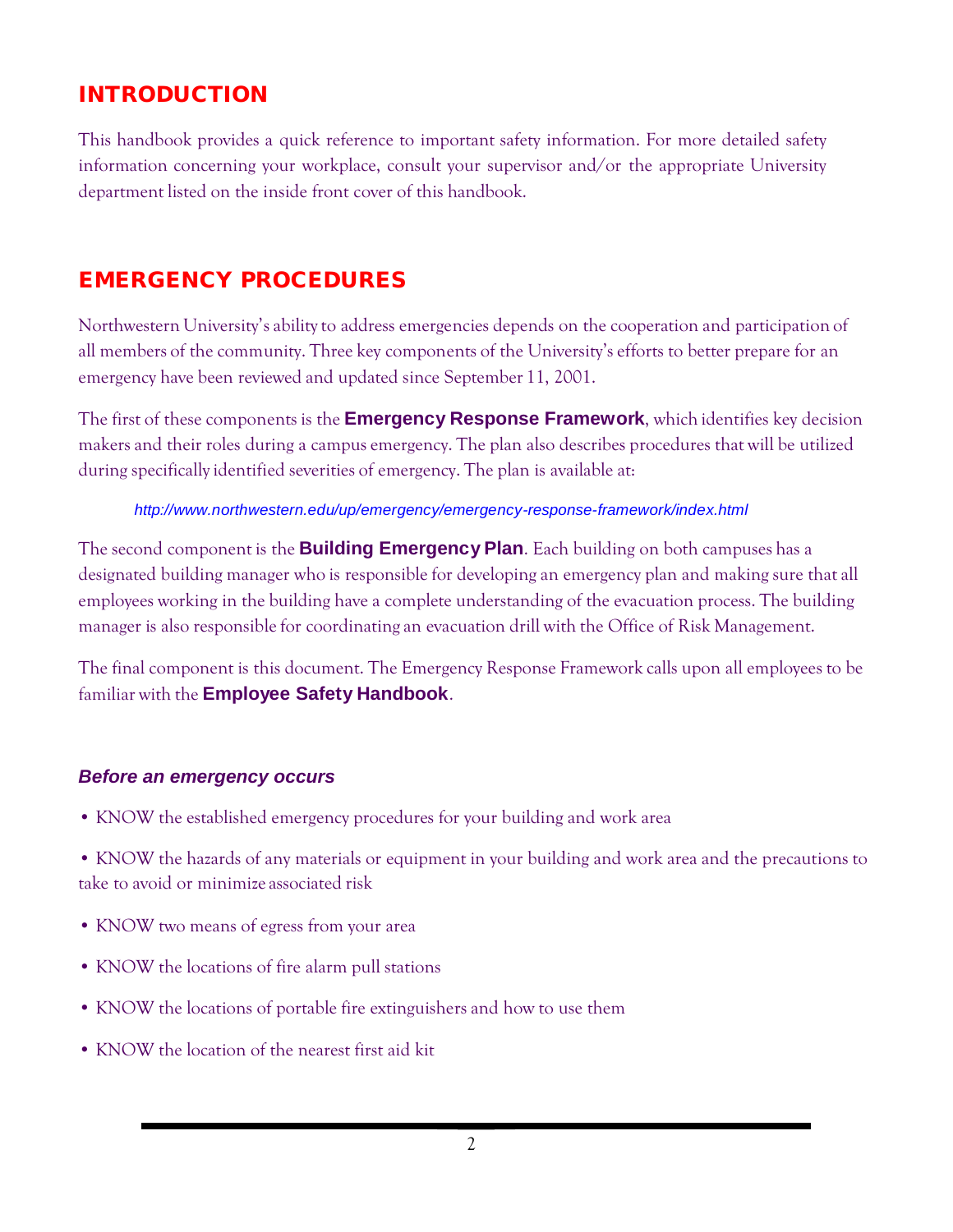## INTRODUCTION

This handbook provides a quick reference to important safety information. For more detailed safety information concerning your workplace, consult your supervisor and/or the appropriate University department listed on the inside front cover of this handbook.

## EMERGENCY PROCEDURES

Northwestern University's ability to address emergencies depends on the cooperation and participation of all members of the community. Three key components of the University's efforts to better prepare for an emergency have been reviewed and updated since September 11, 2001.

The first of these components is the **Emergency Response Framework**, which identifies key decision makers and their roles during a campus emergency. The plan also describes procedures that will be utilized during specifically identified severities of emergency. The plan is available at:

*http://www.northwestern.edu/up/emergency/emergency-response-framework/index.html*

The second component is the **Building Emergency Plan**. Each building on both campuses has a designated building manager who is responsible for developing an emergency plan and making sure that all employees working in the building have a complete understanding of the evacuation process. The building manager is also responsible for coordinating an evacuation drill with the Office of Risk Management.

The final component is this document. The Emergency Response Framework calls upon all employees to be familiar with the **Employee Safety Handbook**.

### *Before an emergency occurs*

- KNOW the established emergency procedures for your building and work area
- KNOW the hazards of any materials or equipment in your building and work area and the precautions to take to avoid or minimize associated risk
- KNOW two means of egress from your area
- KNOW the locations of fire alarm pull stations
- KNOW the locations of portable fire extinguishers and how to use them
- KNOW the location of the nearest first aid kit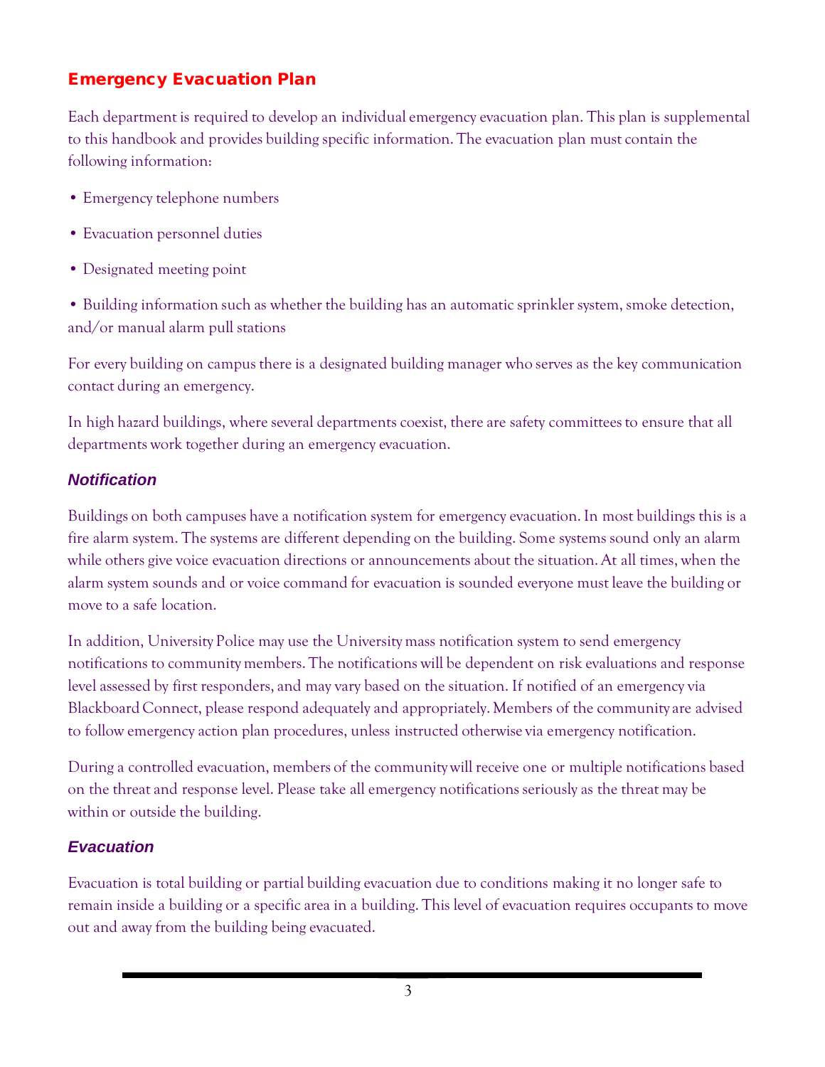## Emergency Evacuation Plan

Each department is required to develop an individual emergency evacuation plan. This plan is supplemental to this handbook and provides building specific information. The evacuation plan must contain the following information:

- Emergency telephone numbers
- Evacuation personnel duties
- Designated meeting point
- Building information such as whether the building has an automatic sprinkler system, smoke detection, and/or manual alarm pull stations

For every building on campus there is a designated building manager who serves as the key communication contact during an emergency.

In high hazard buildings, where several departments coexist, there are safety committees to ensure that all departments work together during an emergency evacuation.

### *Notification*

Buildings on both campuses have a notification system for emergency evacuation. In most buildings this is a fire alarm system. The systems are different depending on the building. Some systems sound only an alarm while others give voice evacuation directions or announcements about the situation. At all times, when the alarm system sounds and or voice command for evacuation is sounded everyone must leave the building or move to a safe location.

In addition, University Police may use the University mass notification system to send emergency notifications to community members. The notifications will be dependent on risk evaluations and response level assessed by first responders, and may vary based on the situation. If notified of an emergency via Blackboard Connect, please respond adequately and appropriately. Members of the community are advised to follow emergency action plan procedures, unless instructed otherwise via emergency notification.

During a controlled evacuation, members of the community will receive one or multiple notifications based on the threat and response level. Please take all emergency notifications seriously as the threat may be within or outside the building.

### *Evacuation*

Evacuation is total building or partial building evacuation due to conditions making it no longer safe to remain inside a building or a specific area in a building. This level of evacuation requires occupants to move out and away from the building being evacuated.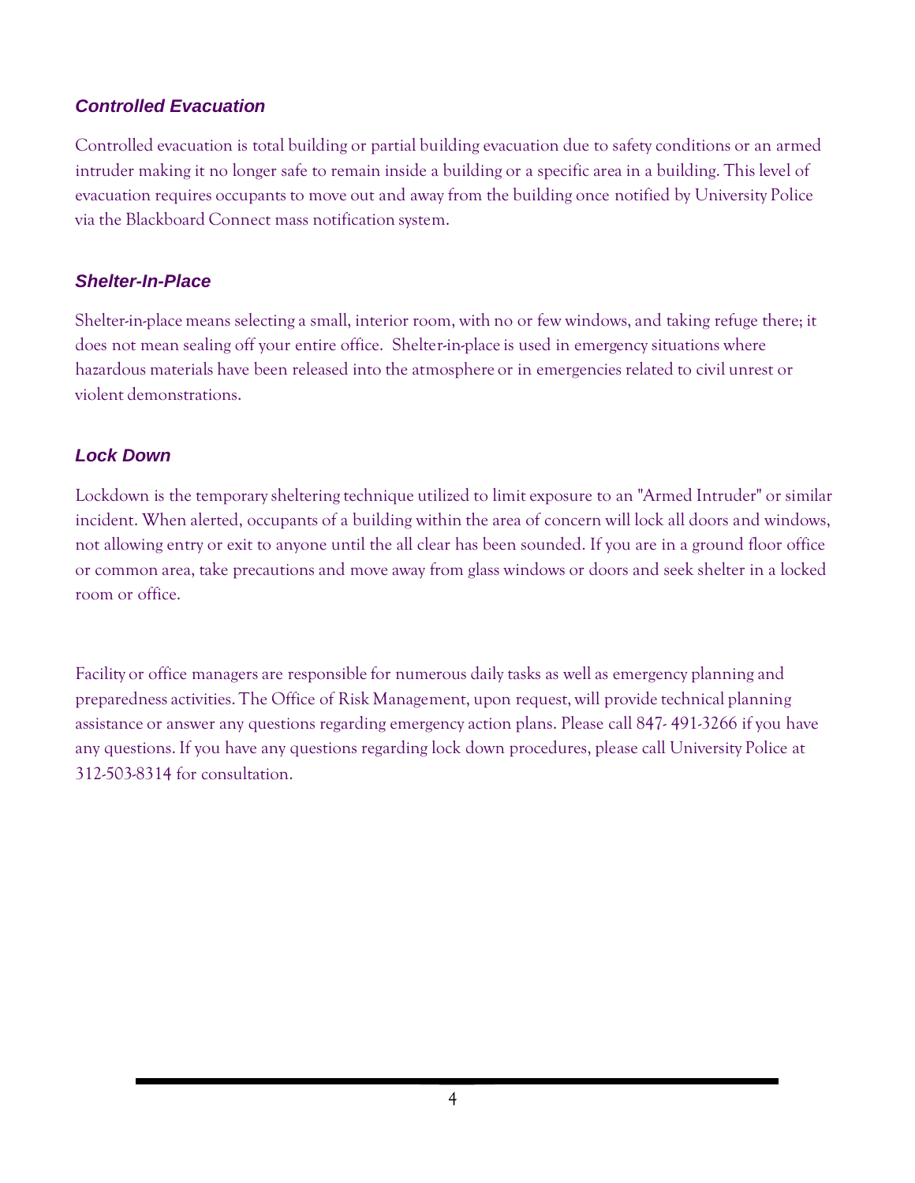### *Controlled Evacuation*

Controlled evacuation is total building or partial building evacuation due to safety conditions or an armed intruder making it no longer safe to remain inside a building or a specific area in a building. This level of evacuation requires occupants to move out and away from the building once notified by University Police via the Blackboard Connect mass notification system.

### *Shelter-In-Place*

Shelter-in-place means selecting a small, interior room, with no or few windows, and taking refuge there; it does not mean sealing off your entire office. Shelter-in-place is used in emergency situations where hazardous materials have been released into the atmosphere or in emergencies related to civil unrest or violent demonstrations.

### *Lock Down*

Lockdown is the temporary sheltering technique utilized to limit exposure to an "Armed Intruder" or similar incident. When alerted, occupants of a building within the area of concern will lock all doors and windows, not allowing entry or exit to anyone until the all clear has been sounded. If you are in a ground floor office or common area, take precautions and move away from glass windows or doors and seek shelter in a locked room or office.

Facility or office managers are responsible for numerous daily tasks as well as emergency planning and preparedness activities. The Office of Risk Management, upon request, will provide technical planning assistance or answer any questions regarding emergency action plans. Please call 847- 491-3266 if you have any questions. If you have any questions regarding lock down procedures, please call University Police at 312-503-8314 for consultation.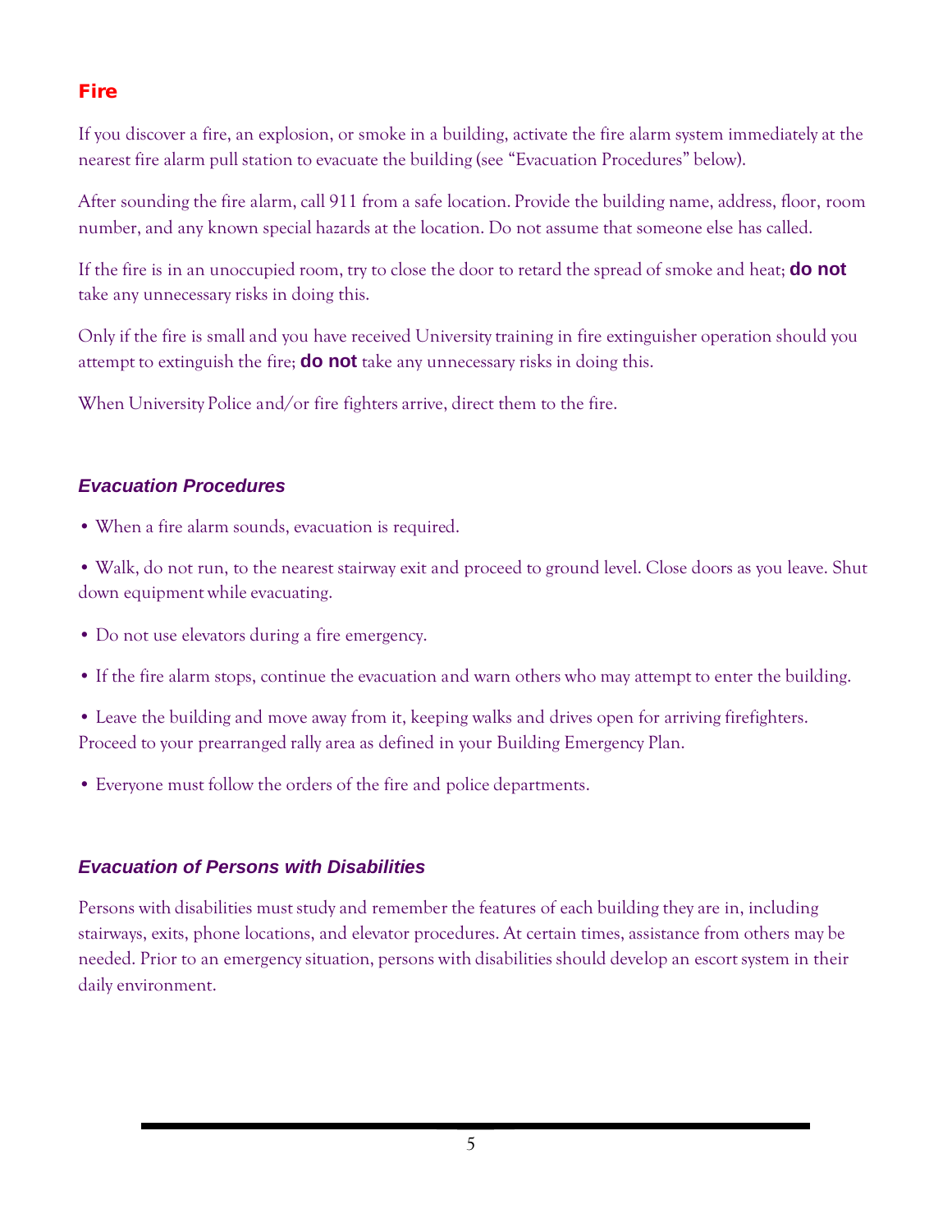## Fire

If you discover a fire, an explosion, or smoke in a building, activate the fire alarm system immediately at the nearest fire alarm pull station to evacuate the building (see "Evacuation Procedures" below).

After sounding the fire alarm, call 911 from a safe location. Provide the building name, address, floor, room number, and any known special hazards at the location. Do not assume that someone else has called.

If the fire is in an unoccupied room, try to close the door to retard the spread of smoke and heat; **do not** take any unnecessary risks in doing this.

Only if the fire is small and you have received University training in fire extinguisher operation should you attempt to extinguish the fire; **do not** take any unnecessary risks in doing this.

When University Police and/or fire fighters arrive, direct them to the fire.

### *Evacuation Procedures*

- When a fire alarm sounds, evacuation is required.
- Walk, do not run, to the nearest stairway exit and proceed to ground level. Close doors as you leave. Shut down equipment while evacuating.
- Do not use elevators during a fire emergency.
- If the fire alarm stops, continue the evacuation and warn others who may attempt to enter the building.
- Leave the building and move away from it, keeping walks and drives open for arriving firefighters. Proceed to your prearranged rally area as defined in your Building Emergency Plan.
- Everyone must follow the orders of the fire and police departments.

### *Evacuation of Persons with Disabilities*

Persons with disabilities must study and remember the features of each building they are in, including stairways, exits, phone locations, and elevator procedures. At certain times, assistance from others may be needed. Prior to an emergency situation, persons with disabilities should develop an escort system in their daily environment.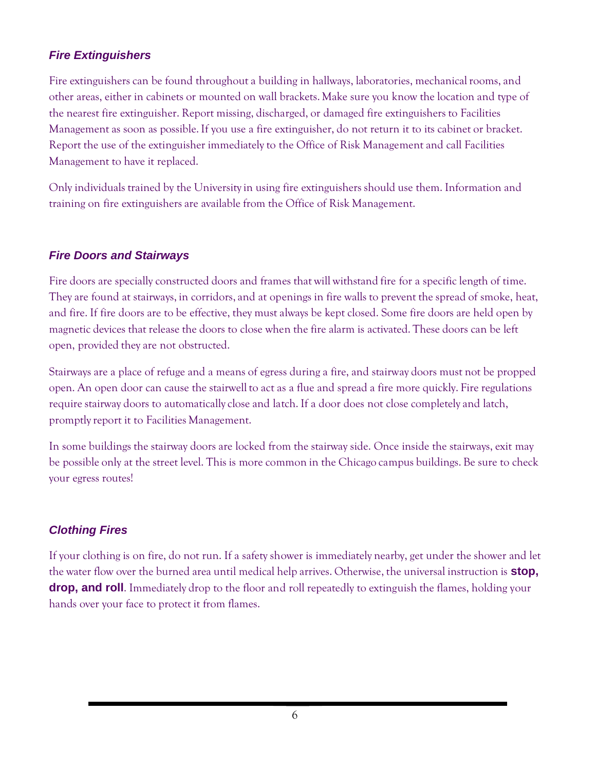### *Fire Extinguishers*

Fire extinguishers can be found throughout a building in hallways, laboratories, mechanical rooms, and other areas, either in cabinets or mounted on wall brackets. Make sure you know the location and type of the nearest fire extinguisher. Report missing, discharged, or damaged fire extinguishers to Facilities Management as soon as possible. If you use a fire extinguisher, do not return it to its cabinet or bracket. Report the use of the extinguisher immediately to the Office of Risk Management and call Facilities Management to have it replaced.

Only individuals trained by the University in using fire extinguishers should use them. Information and training on fire extinguishers are available from the Office of Risk Management.

### *Fire Doors and Stairways*

Fire doors are specially constructed doors and frames that will withstand fire for a specific length of time. They are found at stairways, in corridors, and at openings in fire walls to prevent the spread of smoke, heat, and fire. If fire doors are to be effective, they must always be kept closed. Some fire doors are held open by magnetic devices that release the doors to close when the fire alarm is activated. These doors can be left open, provided they are not obstructed.

Stairways are a place of refuge and a means of egress during a fire, and stairway doors must not be propped open. An open door can cause the stairwell to act as a flue and spread a fire more quickly. Fire regulations require stairway doors to automatically close and latch. If a door does not close completely and latch, promptly report it to Facilities Management.

In some buildings the stairway doors are locked from the stairway side. Once inside the stairways, exit may be possible only at the street level. This is more common in the Chicago campus buildings. Be sure to check your egress routes!

### *Clothing Fires*

If your clothing is on fire, do not run. If a safety shower is immediately nearby, get under the shower and let the water flow over the burned area until medical help arrives. Otherwise, the universal instruction is **stop, drop, and roll**. Immediately drop to the floor and roll repeatedly to extinguish the flames, holding your hands over your face to protect it from flames.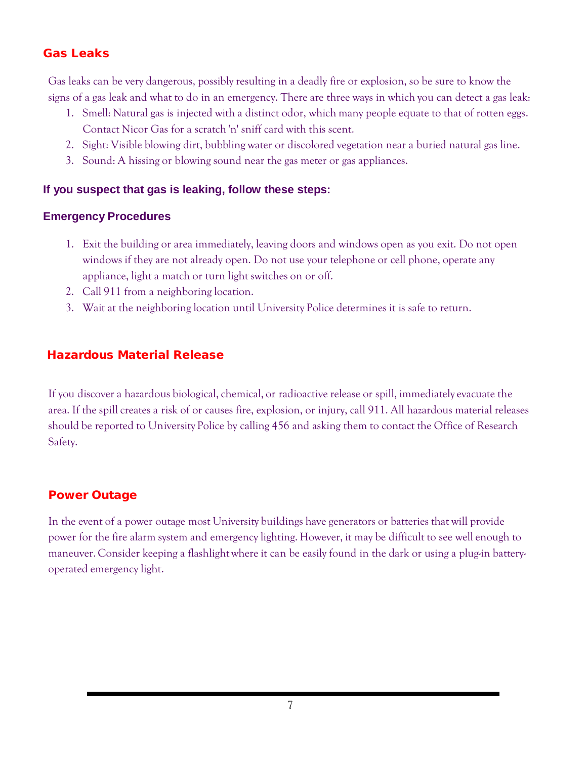## Gas Leaks

Gas leaks can be very dangerous, possibly resulting in a deadly fire or explosion, so be sure to know the signs of a gas leak and what to do in an emergency. There are three ways in which you can detect a gas leak:

1. Smell: Natural gas is injected with a distinct odor, which many people equate to that of rotten eggs. Contact Nicor Gas for a scratch 'n' sniff card with this scent.
2. Sight: Visible blowing dirt, bubbling water or discolored vegetation near a buried natural gas line.
3. Sound: A hissing or blowing sound near the gas meter or gas appliances.

### If you suspect that gas is leaking, follow these steps:

### Emergency Procedures

1. Exit the building or area immediately, leaving doors and windows open as you exit. Do not open windows if they are not already open. Do not use your telephone or cell phone, operate any appliance, light a match or turn light switches on or off.
2. Call 911 from a neighboring location.
3. Wait at the neighboring location until University Police determines it is safe to return.

## Hazardous Material Release

If you discover a hazardous biological, chemical, or radioactive release or spill, immediately evacuate the area. If the spill creates a risk of or causes fire, explosion, or injury, call 911. All hazardous material releases should be reported to University Police by calling 456 and asking them to contact the Office of Research Safety.

## Power Outage

In the event of a power outage most University buildings have generators or batteries that will provide power for the fire alarm system and emergency lighting. However, it may be difficult to see well enough to maneuver. Consider keeping a flashlight where it can be easily found in the dark or using a plug-in battery-operated emergency light.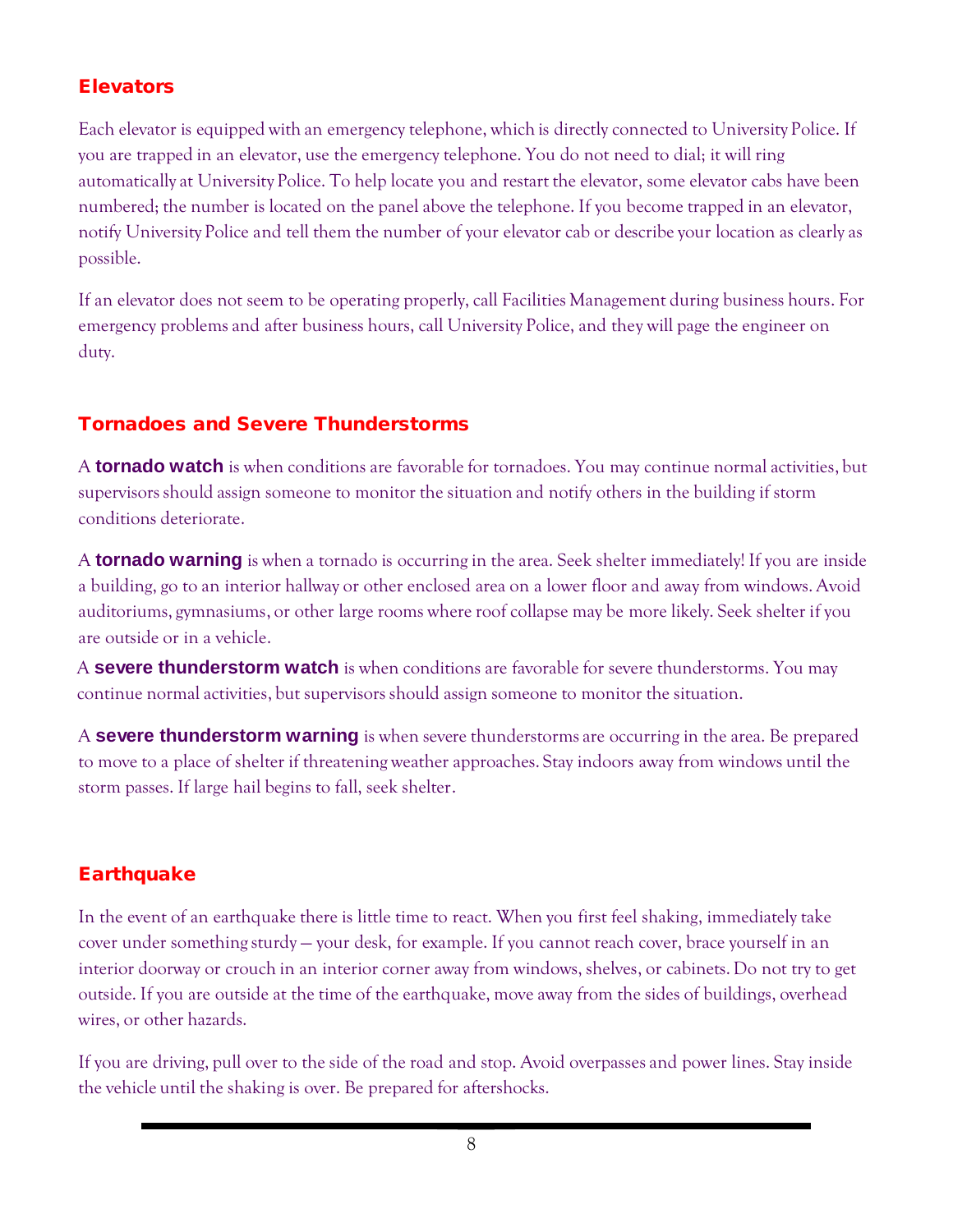## Elevators

Each elevator is equipped with an emergency telephone, which is directly connected to University Police. If you are trapped in an elevator, use the emergency telephone. You do not need to dial; it will ring automatically at University Police. To help locate you and restart the elevator, some elevator cabs have been numbered; the number is located on the panel above the telephone. If you become trapped in an elevator, notify University Police and tell them the number of your elevator cab or describe your location as clearly as possible.

If an elevator does not seem to be operating properly, call Facilities Management during business hours. For emergency problems and after business hours, call University Police, and they will page the engineer on duty.

## Tornadoes and Severe Thunderstorms

A **tornado watch** is when conditions are favorable for tornadoes. You may continue normal activities, but supervisors should assign someone to monitor the situation and notify others in the building if storm conditions deteriorate.

A **tornado warning** is when a tornado is occurring in the area. Seek shelter immediately! If you are inside a building, go to an interior hallway or other enclosed area on a lower floor and away from windows. Avoid auditoriums, gymnasiums, or other large rooms where roof collapse may be more likely. Seek shelter if you are outside or in a vehicle.

A **severe thunderstorm watch** is when conditions are favorable for severe thunderstorms. You may continue normal activities, but supervisors should assign someone to monitor the situation.

A **severe thunderstorm warning** is when severe thunderstorms are occurring in the area. Be prepared to move to a place of shelter if threatening weather approaches. Stay indoors away from windows until the storm passes. If large hail begins to fall, seek shelter.

## Earthquake

In the event of an earthquake there is little time to react. When you first feel shaking, immediately take cover under something sturdy — your desk, for example. If you cannot reach cover, brace yourself in an interior doorway or crouch in an interior corner away from windows, shelves, or cabinets. Do not try to get outside. If you are outside at the time of the earthquake, move away from the sides of buildings, overhead wires, or other hazards.

If you are driving, pull over to the side of the road and stop. Avoid overpasses and power lines. Stay inside the vehicle until the shaking is over. Be prepared for aftershocks.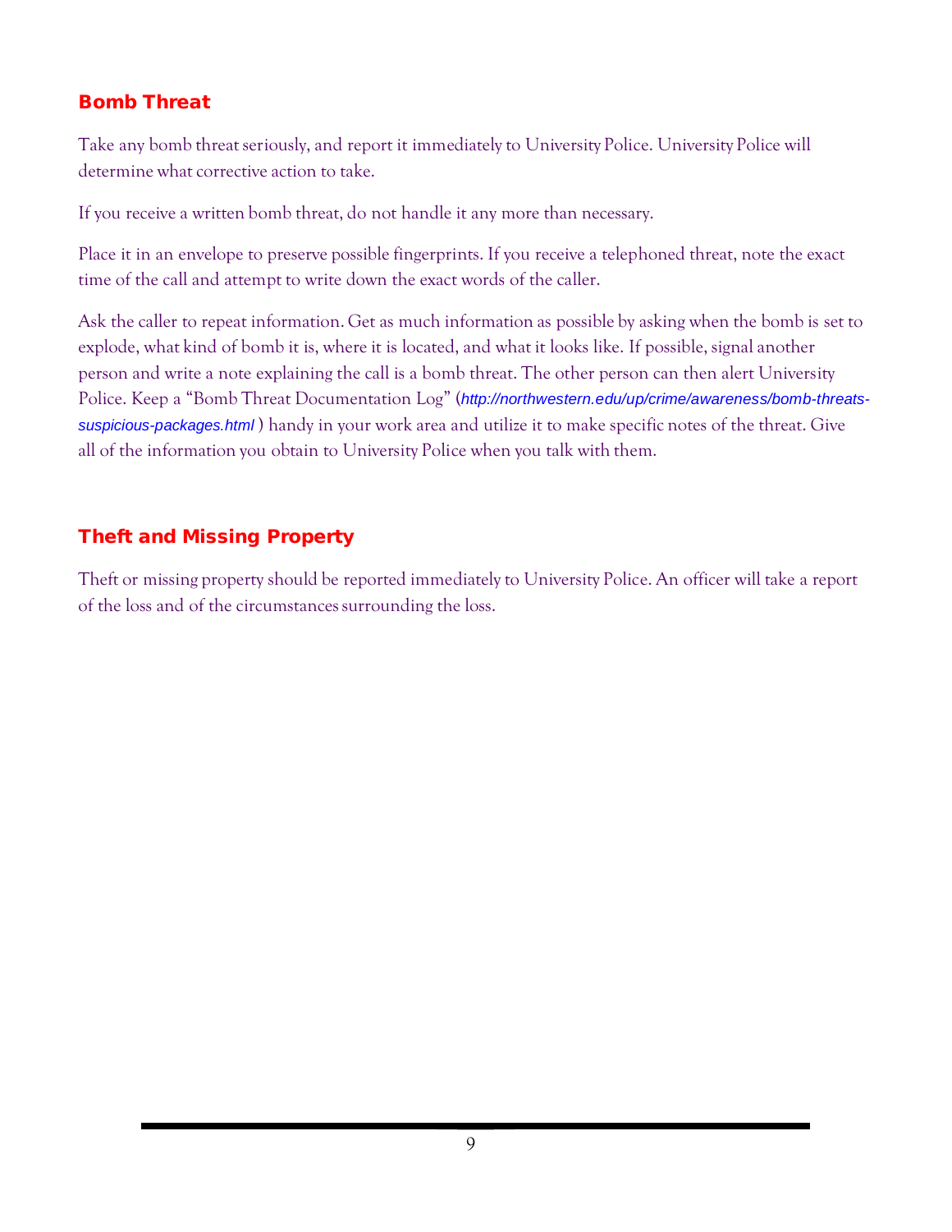## Bomb Threat

Take any bomb threat seriously, and report it immediately to University Police. University Police will determine what corrective action to take.

If you receive a written bomb threat, do not handle it any more than necessary.

Place it in an envelope to preserve possible fingerprints. If you receive a telephoned threat, note the exact time of the call and attempt to write down the exact words of the caller.

Ask the caller to repeat information. Get as much information as possible by asking when the bomb is set to explode, what kind of bomb it is, where it is located, and what it looks like. If possible, signal another person and write a note explaining the call is a bomb threat. The other person can then alert University Police. Keep a "Bomb Threat Documentation Log" (*http://northwestern.edu/up/crime/awareness/bomb-threats-suspicious-packages.html* ) handy in your work area and utilize it to make specific notes of the threat. Give all of the information you obtain to University Police when you talk with them.

## Theft and Missing Property

Theft or missing property should be reported immediately to University Police. An officer will take a report of the loss and of the circumstances surrounding the loss.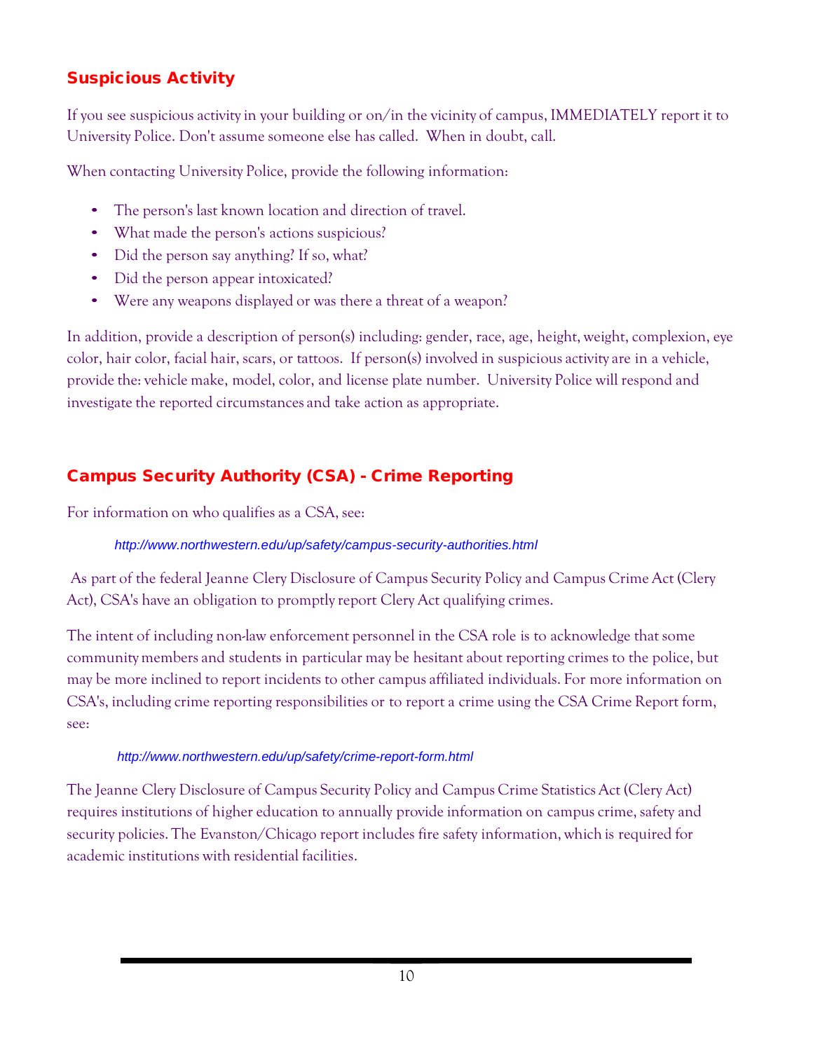## Suspicious Activity

If you see suspicious activity in your building or on/in the vicinity of campus, IMMEDIATELY report it to University Police. Don't assume someone else has called. When in doubt, call.

When contacting University Police, provide the following information:

- The person's last known location and direction of travel.
- What made the person's actions suspicious?
- Did the person say anything? If so, what?
- Did the person appear intoxicated?
- Were any weapons displayed or was there a threat of a weapon?

In addition, provide a description of person(s) including: gender, race, age, height, weight, complexion, eye color, hair color, facial hair, scars, or tattoos. If person(s) involved in suspicious activity are in a vehicle, provide the: vehicle make, model, color, and license plate number. University Police will respond and investigate the reported circumstances and take action as appropriate.

## Campus Security Authority (CSA) - Crime Reporting

For information on who qualifies as a CSA, see:

*http://www.northwestern.edu/up/safety/campus-security-authorities.html*

As part of the federal Jeanne Clery Disclosure of Campus Security Policy and Campus Crime Act (Clery Act), CSA's have an obligation to promptly report Clery Act qualifying crimes.

The intent of including non-law enforcement personnel in the CSA role is to acknowledge that some community members and students in particular may be hesitant about reporting crimes to the police, but may be more inclined to report incidents to other campus affiliated individuals. For more information on CSA's, including crime reporting responsibilities or to report a crime using the CSA Crime Report form, see:

*http://www.northwestern.edu/up/safety/crime-report-form.html*

The Jeanne Clery Disclosure of Campus Security Policy and Campus Crime Statistics Act (Clery Act) requires institutions of higher education to annually provide information on campus crime, safety and security policies. The Evanston/Chicago report includes fire safety information, which is required for academic institutions with residential facilities.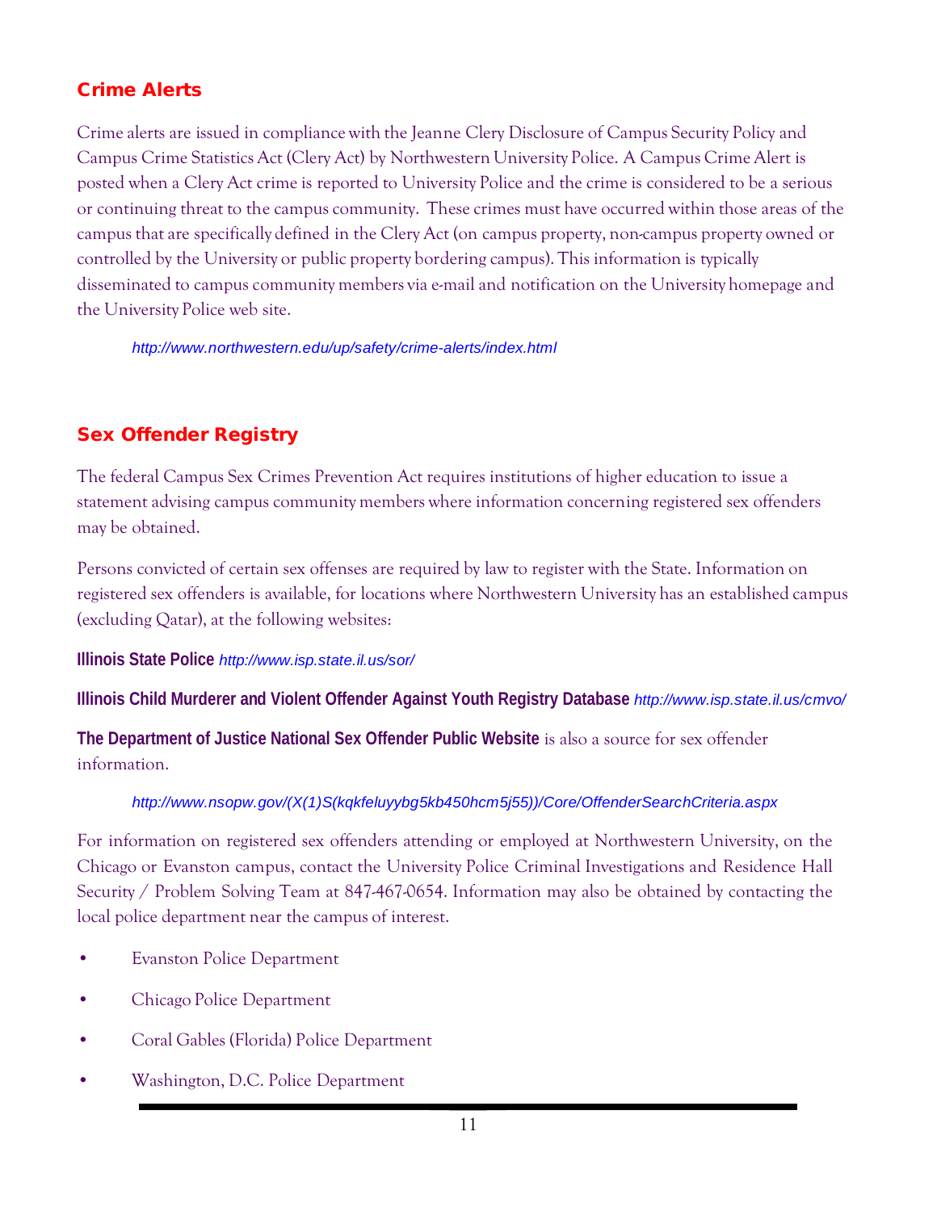## Crime Alerts

Crime alerts are issued in compliance with the Jeanne Clery Disclosure of Campus Security Policy and Campus Crime Statistics Act (Clery Act) by Northwestern University Police. A Campus Crime Alert is posted when a Clery Act crime is reported to University Police and the crime is considered to be a serious or continuing threat to the campus community. These crimes must have occurred within those areas of the campus that are specifically defined in the Clery Act (on campus property, non-campus property owned or controlled by the University or public property bordering campus). This information is typically disseminated to campus community members via e-mail and notification on the University homepage and the University Police web site.

*http://www.northwestern.edu/up/safety/crime-alerts/index.html*

## Sex Offender Registry

The federal Campus Sex Crimes Prevention Act requires institutions of higher education to issue a statement advising campus community members where information concerning registered sex offenders may be obtained.

Persons convicted of certain sex offenses are required by law to register with the State. Information on registered sex offenders is available, for locations where Northwestern University has an established campus (excluding Qatar), at the following websites:

**Illinois State Police** *http://www.isp.state.il.us/sor/*

**Illinois Child Murderer and Violent Offender Against Youth Registry Database** *http://www.isp.state.il.us/cmvo/*

**The Department of Justice National Sex Offender Public Website** is also a source for sex offender information.

*http://www.nsopw.gov/(X(1)S(kqkfeluyybg5kb450hcm5j55))/Core/OffenderSearchCriteria.aspx*

For information on registered sex offenders attending or employed at Northwestern University, on the Chicago or Evanston campus, contact the University Police Criminal Investigations and Residence Hall Security / Problem Solving Team at 847-467-0654. Information may also be obtained by contacting the local police department near the campus of interest.

- Evanston Police Department
- Chicago Police Department
- Coral Gables (Florida) Police Department
- Washington, D.C. Police Department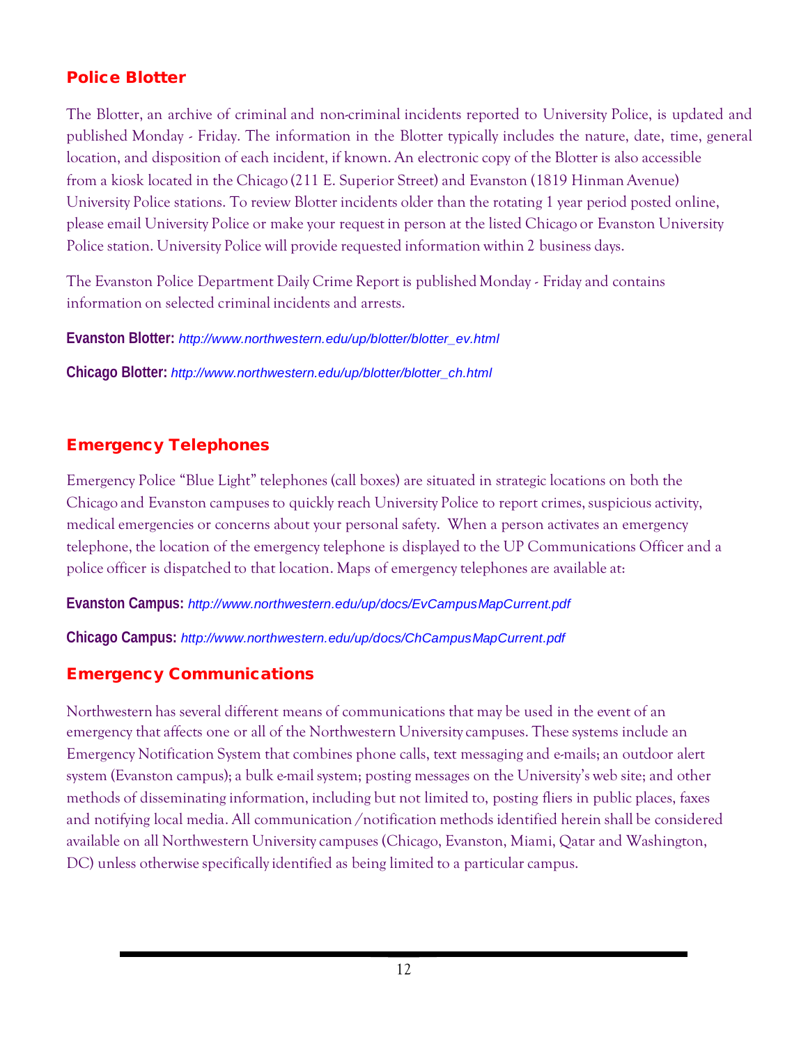## Police Blotter

The Blotter, an archive of criminal and non-criminal incidents reported to University Police, is updated and published Monday - Friday. The information in the Blotter typically includes the nature, date, time, general location, and disposition of each incident, if known. An electronic copy of the Blotter is also accessible from a kiosk located in the Chicago (211 E. Superior Street) and Evanston (1819 Hinman Avenue) University Police stations. To review Blotter incidents older than the rotating 1 year period posted online, please email University Police or make your request in person at the listed Chicago or Evanston University Police station. University Police will provide requested information within 2 business days.

The Evanston Police Department Daily Crime Report is published Monday - Friday and contains information on selected criminal incidents and arrests.

**Evanston Blotter:** *http://www.northwestern.edu/up/blotter/blotter_ev.html*

**Chicago Blotter:** *http://www.northwestern.edu/up/blotter/blotter_ch.html*

## Emergency Telephones

Emergency Police "Blue Light" telephones (call boxes) are situated in strategic locations on both the Chicago and Evanston campuses to quickly reach University Police to report crimes, suspicious activity, medical emergencies or concerns about your personal safety. When a person activates an emergency telephone, the location of the emergency telephone is displayed to the UP Communications Officer and a police officer is dispatched to that location. Maps of emergency telephones are available at:

**Evanston Campus:** *http://www.northwestern.edu/up/docs/EvCampusMapCurrent.pdf*

**Chicago Campus:** *http://www.northwestern.edu/up/docs/ChCampusMapCurrent.pdf*

## Emergency Communications

Northwestern has several different means of communications that may be used in the event of an emergency that affects one or all of the Northwestern University campuses. These systems include an Emergency Notification System that combines phone calls, text messaging and e-mails; an outdoor alert system (Evanston campus); a bulk e-mail system; posting messages on the University's web site; and other methods of disseminating information, including but not limited to, posting fliers in public places, faxes and notifying local media. All communication /notification methods identified herein shall be considered available on all Northwestern University campuses (Chicago, Evanston, Miami, Qatar and Washington, DC) unless otherwise specifically identified as being limited to a particular campus.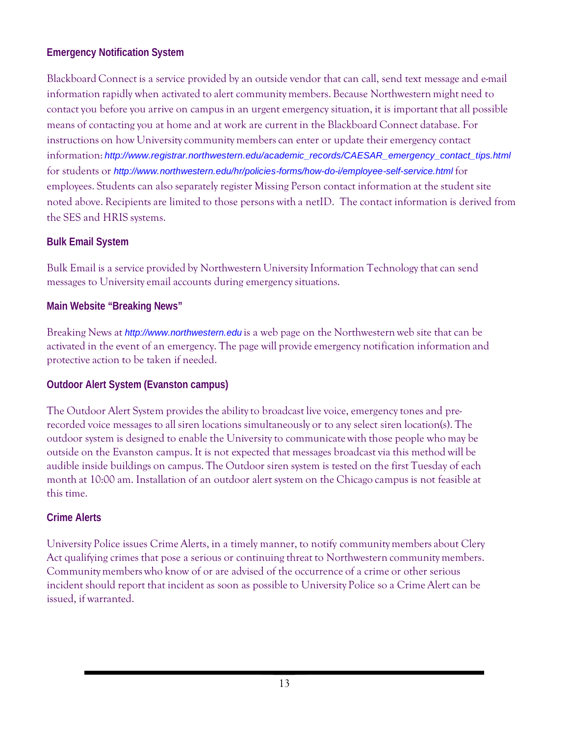### Emergency Notification System

Blackboard Connect is a service provided by an outside vendor that can call, send text message and e-mail information rapidly when activated to alert community members. Because Northwestern might need to contact you before you arrive on campus in an urgent emergency situation, it is important that all possible means of contacting you at home and at work are current in the Blackboard Connect database. For instructions on how University community members can enter or update their emergency contact information: *http://www.registrar.northwestern.edu/academic_records/CAESAR_emergency_contact_tips.html* for students or *http://www.northwestern.edu/hr/policies-forms/how-do-i/employee-self-service.html* for employees. Students can also separately register Missing Person contact information at the student site noted above. Recipients are limited to those persons with a netID. The contact information is derived from the SES and HRIS systems.

### Bulk Email System

Bulk Email is a service provided by Northwestern University Information Technology that can send messages to University email accounts during emergency situations.

### Main Website "Breaking News"

Breaking News at *http://www.northwestern.edu* is a web page on the Northwestern web site that can be activated in the event of an emergency. The page will provide emergency notification information and protective action to be taken if needed.

### Outdoor Alert System (Evanston campus)

The Outdoor Alert System provides the ability to broadcast live voice, emergency tones and pre-recorded voice messages to all siren locations simultaneously or to any select siren location(s). The outdoor system is designed to enable the University to communicate with those people who may be outside on the Evanston campus. It is not expected that messages broadcast via this method will be audible inside buildings on campus. The Outdoor siren system is tested on the first Tuesday of each month at 10:00 am. Installation of an outdoor alert system on the Chicago campus is not feasible at this time.

### Crime Alerts

University Police issues Crime Alerts, in a timely manner, to notify community members about Clery Act qualifying crimes that pose a serious or continuing threat to Northwestern community members. Community members who know of or are advised of the occurrence of a crime or other serious incident should report that incident as soon as possible to University Police so a Crime Alert can be issued, if warranted.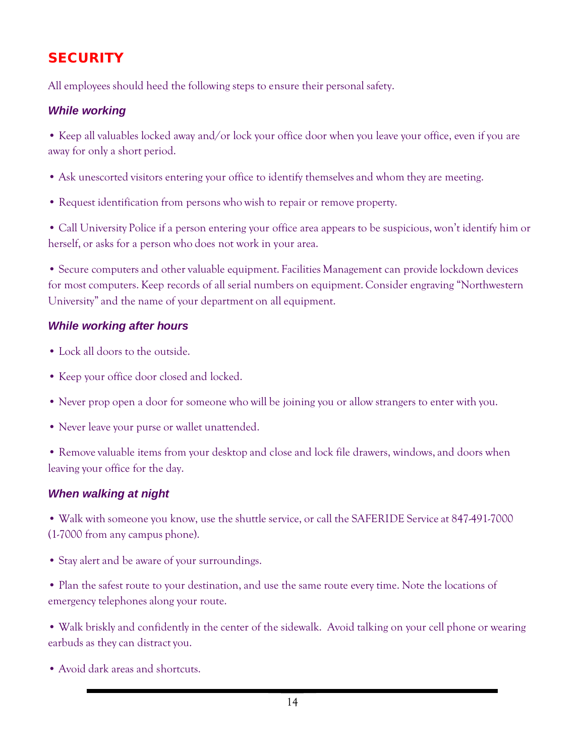## SECURITY

All employees should heed the following steps to ensure their personal safety.

### *While working*

- Keep all valuables locked away and/or lock your office door when you leave your office, even if you are away for only a short period.
- Ask unescorted visitors entering your office to identify themselves and whom they are meeting.
- Request identification from persons who wish to repair or remove property.
- Call University Police if a person entering your office area appears to be suspicious, won't identify him or herself, or asks for a person who does not work in your area.
- Secure computers and other valuable equipment. Facilities Management can provide lockdown devices for most computers. Keep records of all serial numbers on equipment. Consider engraving "Northwestern University" and the name of your department on all equipment.

### *While working after hours*

- Lock all doors to the outside.
- Keep your office door closed and locked.
- Never prop open a door for someone who will be joining you or allow strangers to enter with you.
- Never leave your purse or wallet unattended.
- Remove valuable items from your desktop and close and lock file drawers, windows, and doors when leaving your office for the day.

### *When walking at night*

- Walk with someone you know, use the shuttle service, or call the SAFERIDE Service at 847-491-7000 (1-7000 from any campus phone).
- Stay alert and be aware of your surroundings.
- Plan the safest route to your destination, and use the same route every time. Note the locations of emergency telephones along your route.
- Walk briskly and confidently in the center of the sidewalk. Avoid talking on your cell phone or wearing earbuds as they can distract you.
- Avoid dark areas and shortcuts.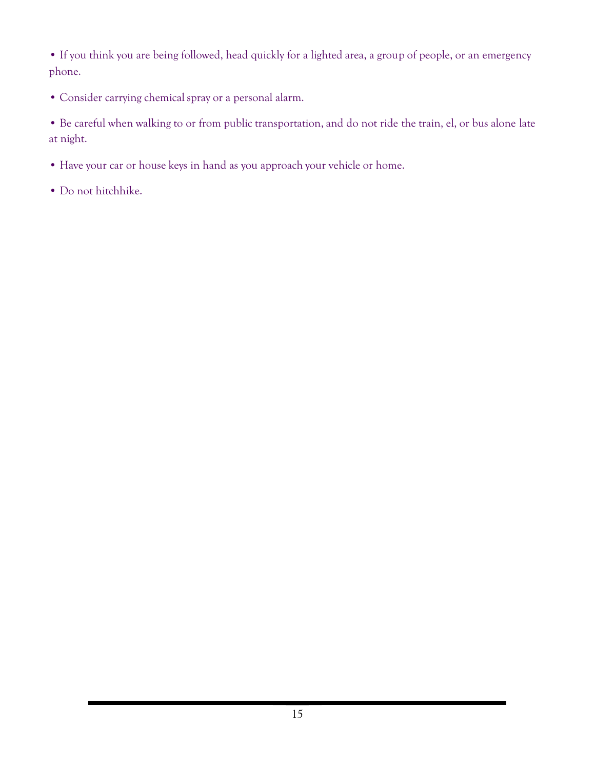- If you think you are being followed, head quickly for a lighted area, a group of people, or an emergency phone.
- Consider carrying chemical spray or a personal alarm.
- Be careful when walking to or from public transportation, and do not ride the train, el, or bus alone late at night.
- Have your car or house keys in hand as you approach your vehicle or home.
- Do not hitchhike.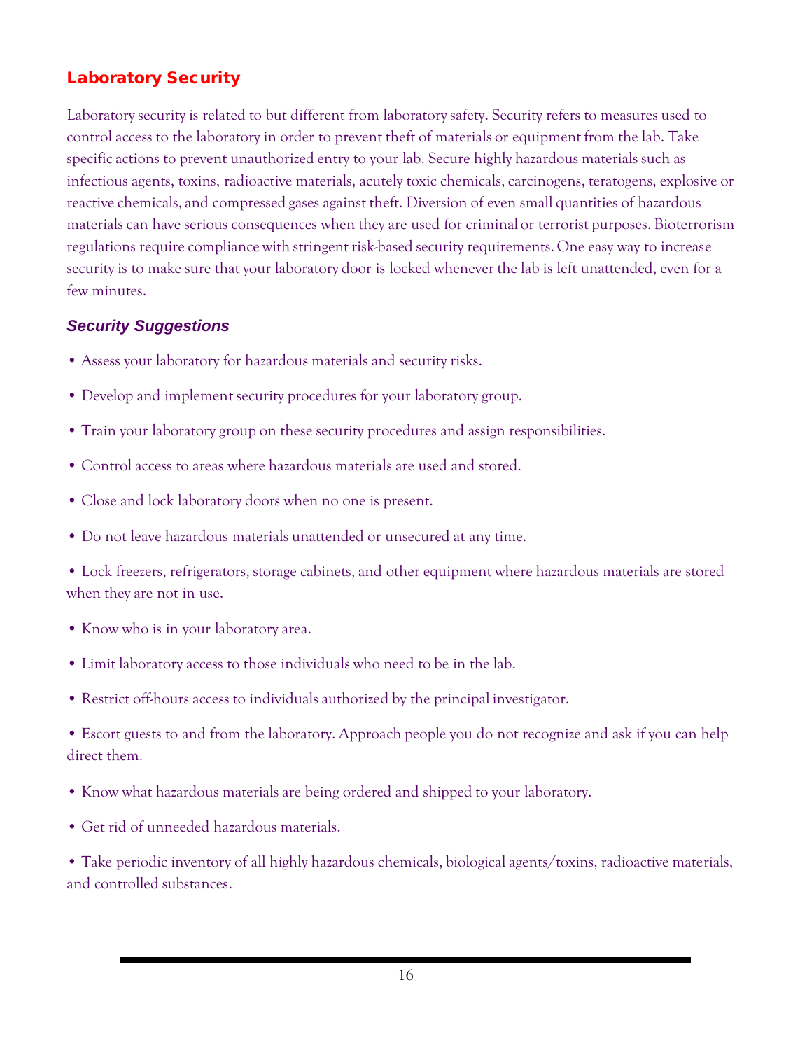## Laboratory Security

Laboratory security is related to but different from laboratory safety. Security refers to measures used to control access to the laboratory in order to prevent theft of materials or equipment from the lab. Take specific actions to prevent unauthorized entry to your lab. Secure highly hazardous materials such as infectious agents, toxins, radioactive materials, acutely toxic chemicals, carcinogens, teratogens, explosive or reactive chemicals, and compressed gases against theft. Diversion of even small quantities of hazardous materials can have serious consequences when they are used for criminal or terrorist purposes. Bioterrorism regulations require compliance with stringent risk-based security requirements. One easy way to increase security is to make sure that your laboratory door is locked whenever the lab is left unattended, even for a few minutes.

### *Security Suggestions*

- Assess your laboratory for hazardous materials and security risks.
- Develop and implement security procedures for your laboratory group.
- Train your laboratory group on these security procedures and assign responsibilities.
- Control access to areas where hazardous materials are used and stored.
- Close and lock laboratory doors when no one is present.
- Do not leave hazardous materials unattended or unsecured at any time.
- Lock freezers, refrigerators, storage cabinets, and other equipment where hazardous materials are stored when they are not in use.
- Know who is in your laboratory area.
- Limit laboratory access to those individuals who need to be in the lab.
- Restrict off-hours access to individuals authorized by the principal investigator.
- Escort guests to and from the laboratory. Approach people you do not recognize and ask if you can help direct them.
- Know what hazardous materials are being ordered and shipped to your laboratory.
- Get rid of unneeded hazardous materials.
- Take periodic inventory of all highly hazardous chemicals, biological agents/toxins, radioactive materials, and controlled substances.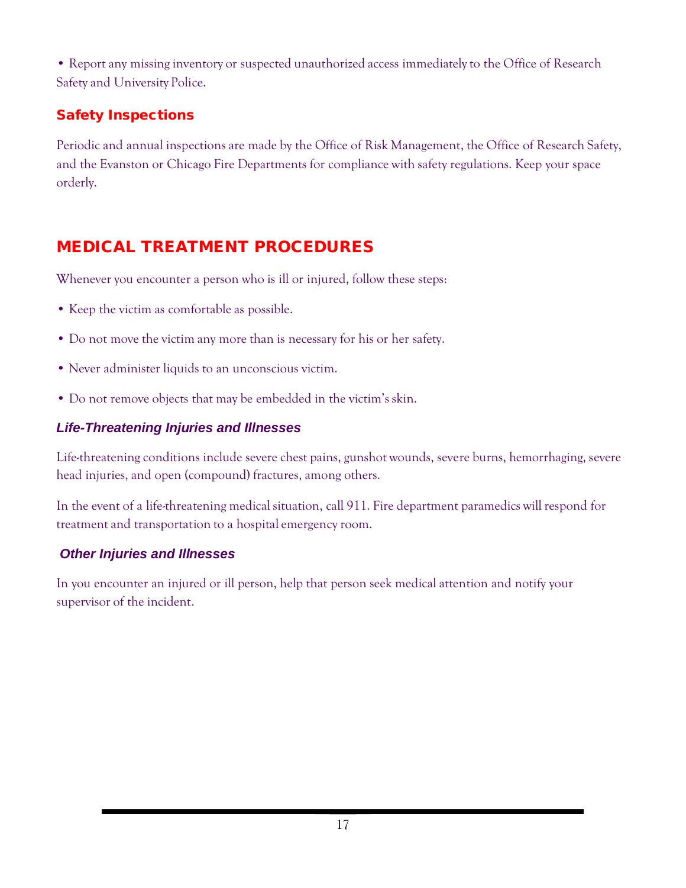- Report any missing inventory or suspected unauthorized access immediately to the Office of Research Safety and University Police.

### Safety Inspections

Periodic and annual inspections are made by the Office of Risk Management, the Office of Research Safety, and the Evanston or Chicago Fire Departments for compliance with safety regulations. Keep your space orderly.

## MEDICAL TREATMENT PROCEDURES

Whenever you encounter a person who is ill or injured, follow these steps:

- Keep the victim as comfortable as possible.
- Do not move the victim any more than is necessary for his or her safety.
- Never administer liquids to an unconscious victim.
- Do not remove objects that may be embedded in the victim's skin.

#### *Life-Threatening Injuries and Illnesses*

Life-threatening conditions include severe chest pains, gunshot wounds, severe burns, hemorrhaging, severe head injuries, and open (compound) fractures, among others.

In the event of a life-threatening medical situation, call 911. Fire department paramedics will respond for treatment and transportation to a hospital emergency room.

#### *Other Injuries and Illnesses*

In you encounter an injured or ill person, help that person seek medical attention and notify your supervisor of the incident.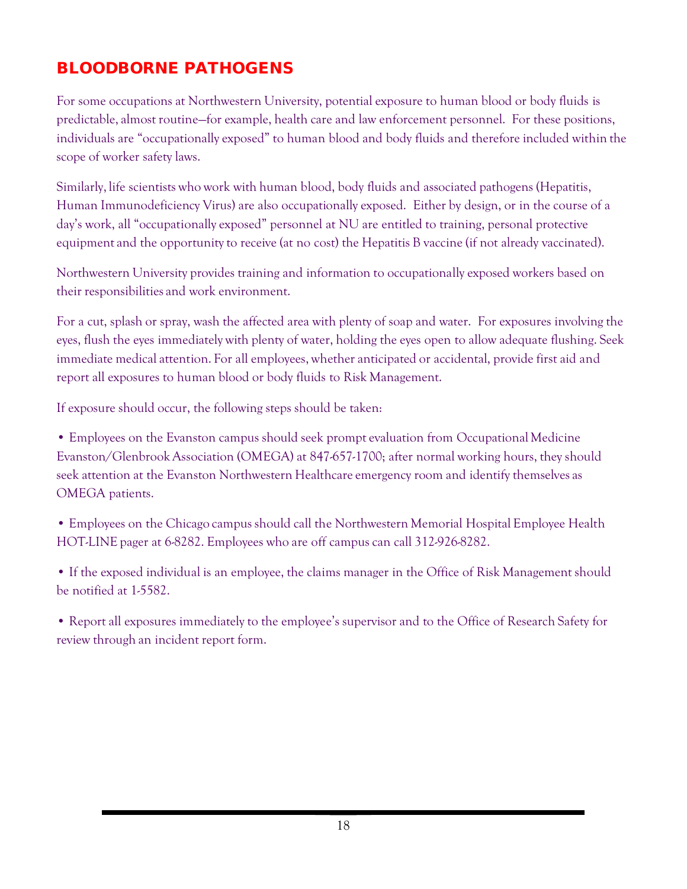## BLOODBORNE PATHOGENS

For some occupations at Northwestern University, potential exposure to human blood or body fluids is predictable, almost routine—for example, health care and law enforcement personnel. For these positions, individuals are "occupationally exposed" to human blood and body fluids and therefore included within the scope of worker safety laws.

Similarly, life scientists who work with human blood, body fluids and associated pathogens (Hepatitis, Human Immunodeficiency Virus) are also occupationally exposed. Either by design, or in the course of a day's work, all "occupationally exposed" personnel at NU are entitled to training, personal protective equipment and the opportunity to receive (at no cost) the Hepatitis B vaccine (if not already vaccinated).

Northwestern University provides training and information to occupationally exposed workers based on their responsibilities and work environment.

For a cut, splash or spray, wash the affected area with plenty of soap and water. For exposures involving the eyes, flush the eyes immediately with plenty of water, holding the eyes open to allow adequate flushing. Seek immediate medical attention. For all employees, whether anticipated or accidental, provide first aid and report all exposures to human blood or body fluids to Risk Management.

If exposure should occur, the following steps should be taken:

- Employees on the Evanston campus should seek prompt evaluation from Occupational Medicine Evanston/Glenbrook Association (OMEGA) at 847-657-1700; after normal working hours, they should seek attention at the Evanston Northwestern Healthcare emergency room and identify themselves as OMEGA patients.
- Employees on the Chicago campus should call the Northwestern Memorial Hospital Employee Health HOT-LINE pager at 6-8282. Employees who are off campus can call 312-926-8282.
- If the exposed individual is an employee, the claims manager in the Office of Risk Management should be notified at 1-5582.
- Report all exposures immediately to the employee's supervisor and to the Office of Research Safety for review through an incident report form.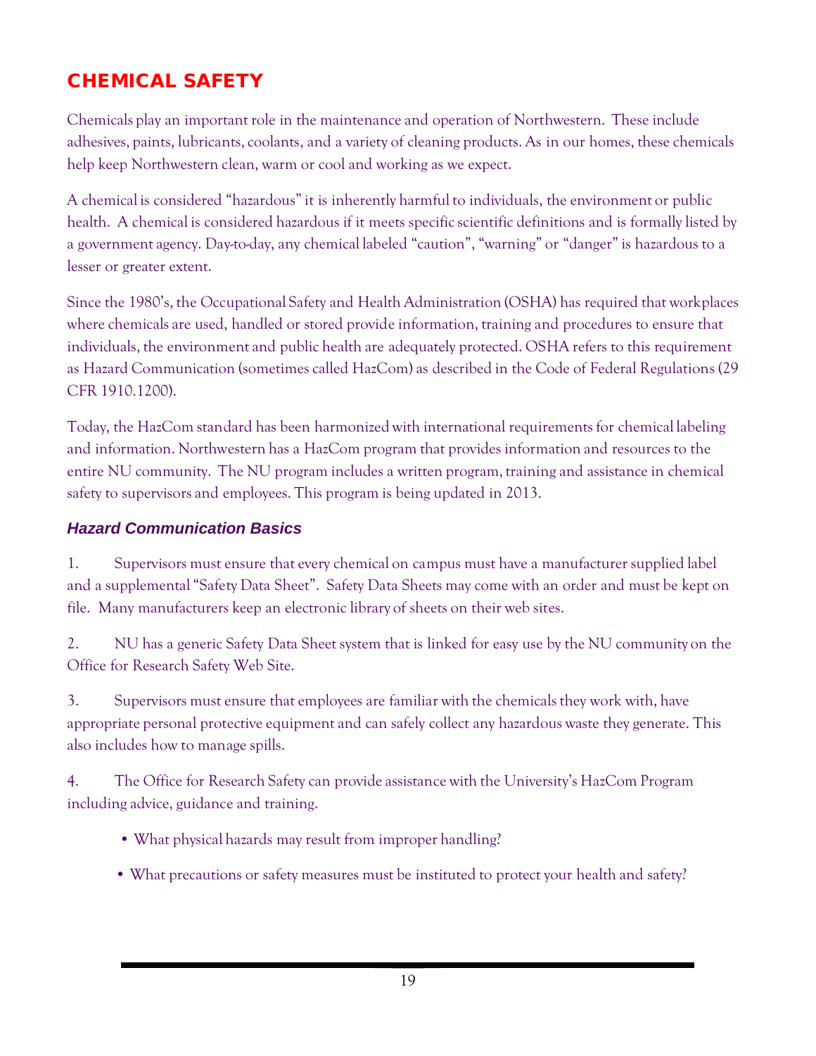# CHEMICAL SAFETY

Chemicals play an important role in the maintenance and operation of Northwestern. These include adhesives, paints, lubricants, coolants, and a variety of cleaning products. As in our homes, these chemicals help keep Northwestern clean, warm or cool and working as we expect.

A chemical is considered "hazardous" it is inherently harmful to individuals, the environment or public health. A chemical is considered hazardous if it meets specific scientific definitions and is formally listed by a government agency. Day-to-day, any chemical labeled "caution", "warning" or "danger" is hazardous to a lesser or greater extent.

Since the 1980's, the Occupational Safety and Health Administration (OSHA) has required that workplaces where chemicals are used, handled or stored provide information, training and procedures to ensure that individuals, the environment and public health are adequately protected. OSHA refers to this requirement as Hazard Communication (sometimes called HazCom) as described in the Code of Federal Regulations (29 CFR 1910.1200).

Today, the HazCom standard has been harmonized with international requirements for chemical labeling and information. Northwestern has a HazCom program that provides information and resources to the entire NU community. The NU program includes a written program, training and assistance in chemical safety to supervisors and employees. This program is being updated in 2013.

## *Hazard Communication Basics*

1. Supervisors must ensure that every chemical on campus must have a manufacturer supplied label and a supplemental "Safety Data Sheet". Safety Data Sheets may come with an order and must be kept on file. Many manufacturers keep an electronic library of sheets on their web sites.

2. NU has a generic Safety Data Sheet system that is linked for easy use by the NU community on the Office for Research Safety Web Site.

3. Supervisors must ensure that employees are familiar with the chemicals they work with, have appropriate personal protective equipment and can safely collect any hazardous waste they generate. This also includes how to manage spills.

4. The Office for Research Safety can provide assistance with the University's HazCom Program including advice, guidance and training.

   - What physical hazards may result from improper handling?
   - What precautions or safety measures must be instituted to protect your health and safety?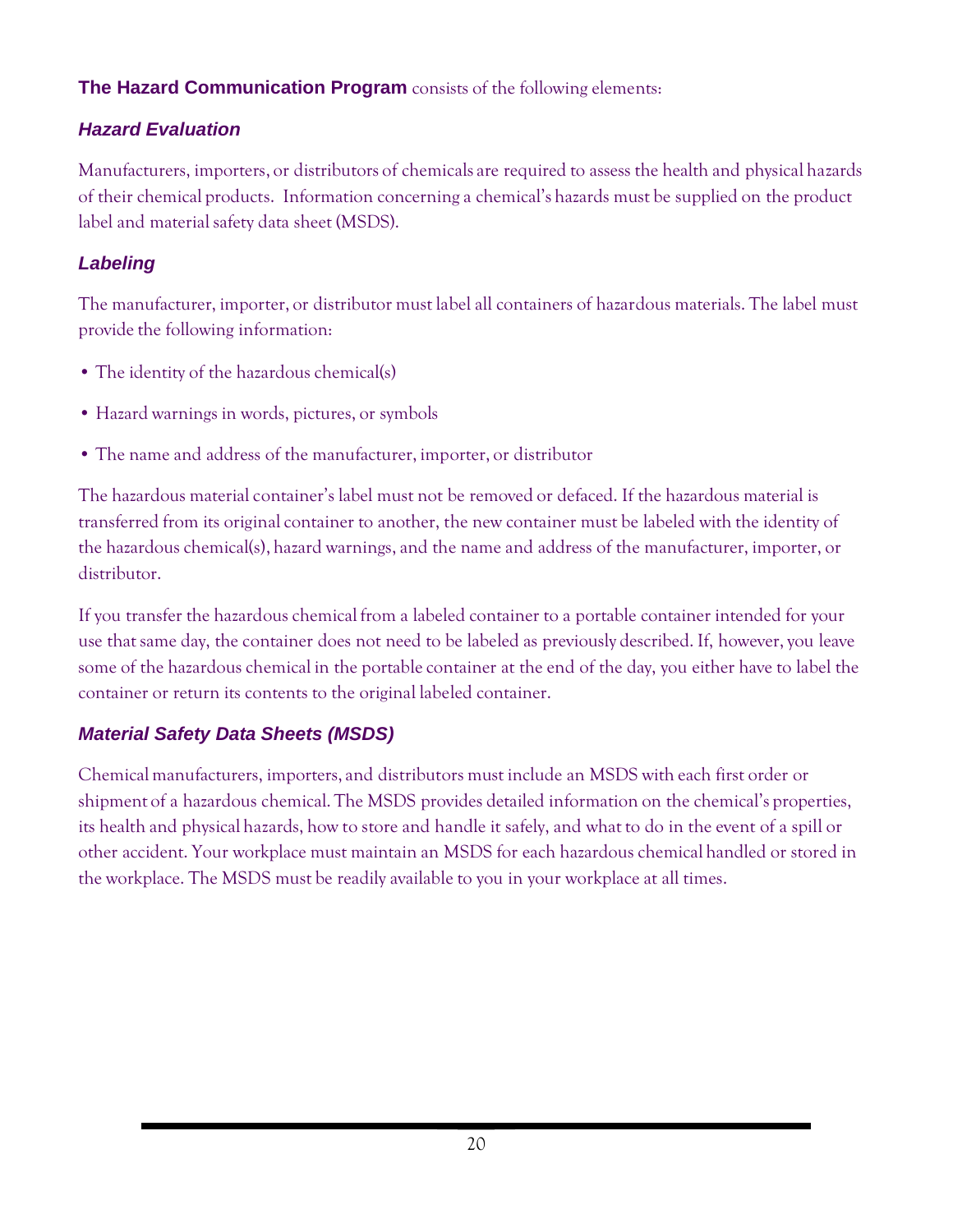**The Hazard Communication Program** consists of the following elements:

### *Hazard Evaluation*

Manufacturers, importers, or distributors of chemicals are required to assess the health and physical hazards of their chemical products. Information concerning a chemical's hazards must be supplied on the product label and material safety data sheet (MSDS).

### *Labeling*

The manufacturer, importer, or distributor must label all containers of hazardous materials. The label must provide the following information:

- The identity of the hazardous chemical(s)
- Hazard warnings in words, pictures, or symbols
- The name and address of the manufacturer, importer, or distributor

The hazardous material container's label must not be removed or defaced. If the hazardous material is transferred from its original container to another, the new container must be labeled with the identity of the hazardous chemical(s), hazard warnings, and the name and address of the manufacturer, importer, or distributor.

If you transfer the hazardous chemical from a labeled container to a portable container intended for your use that same day, the container does not need to be labeled as previously described. If, however, you leave some of the hazardous chemical in the portable container at the end of the day, you either have to label the container or return its contents to the original labeled container.

### *Material Safety Data Sheets (MSDS)*

Chemical manufacturers, importers, and distributors must include an MSDS with each first order or shipment of a hazardous chemical. The MSDS provides detailed information on the chemical's properties, its health and physical hazards, how to store and handle it safely, and what to do in the event of a spill or other accident. Your workplace must maintain an MSDS for each hazardous chemical handled or stored in the workplace. The MSDS must be readily available to you in your workplace at all times.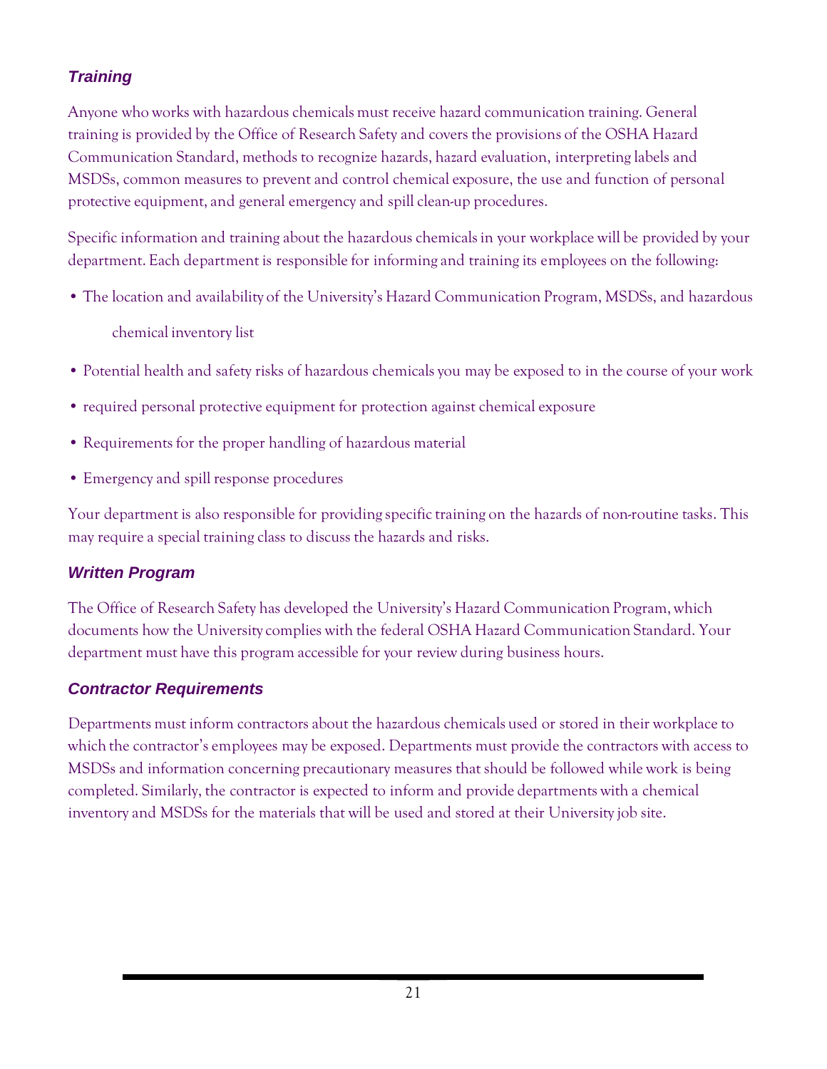### *Training*

Anyone who works with hazardous chemicals must receive hazard communication training. General training is provided by the Office of Research Safety and covers the provisions of the OSHA Hazard Communication Standard, methods to recognize hazards, hazard evaluation, interpreting labels and MSDSs, common measures to prevent and control chemical exposure, the use and function of personal protective equipment, and general emergency and spill clean-up procedures.

Specific information and training about the hazardous chemicals in your workplace will be provided by your department. Each department is responsible for informing and training its employees on the following:

- The location and availability of the University's Hazard Communication Program, MSDSs, and hazardous chemical inventory list
- Potential health and safety risks of hazardous chemicals you may be exposed to in the course of your work
- required personal protective equipment for protection against chemical exposure
- Requirements for the proper handling of hazardous material
- Emergency and spill response procedures

Your department is also responsible for providing specific training on the hazards of non-routine tasks. This may require a special training class to discuss the hazards and risks.

### *Written Program*

The Office of Research Safety has developed the University's Hazard Communication Program, which documents how the University complies with the federal OSHA Hazard Communication Standard. Your department must have this program accessible for your review during business hours.

### *Contractor Requirements*

Departments must inform contractors about the hazardous chemicals used or stored in their workplace to which the contractor's employees may be exposed. Departments must provide the contractors with access to MSDSs and information concerning precautionary measures that should be followed while work is being completed. Similarly, the contractor is expected to inform and provide departments with a chemical inventory and MSDSs for the materials that will be used and stored at their University job site.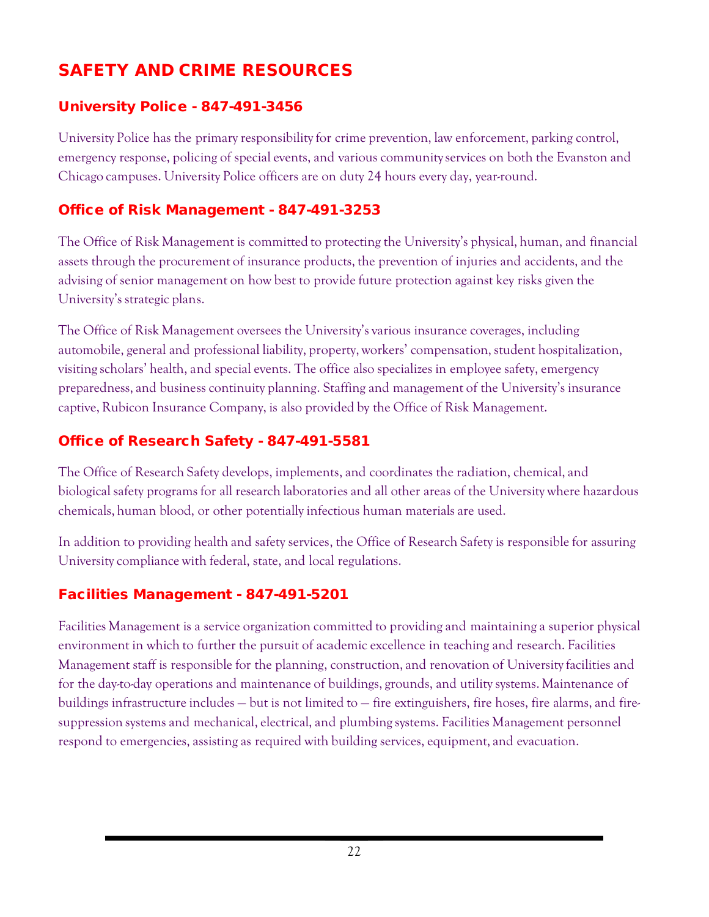# SAFETY AND CRIME RESOURCES

## University Police - 847-491-3456

University Police has the primary responsibility for crime prevention, law enforcement, parking control, emergency response, policing of special events, and various community services on both the Evanston and Chicago campuses. University Police officers are on duty 24 hours every day, year-round.

## Office of Risk Management - 847-491-3253

The Office of Risk Management is committed to protecting the University's physical, human, and financial assets through the procurement of insurance products, the prevention of injuries and accidents, and the advising of senior management on how best to provide future protection against key risks given the University's strategic plans.

The Office of Risk Management oversees the University's various insurance coverages, including automobile, general and professional liability, property, workers' compensation, student hospitalization, visiting scholars' health, and special events. The office also specializes in employee safety, emergency preparedness, and business continuity planning. Staffing and management of the University's insurance captive, Rubicon Insurance Company, is also provided by the Office of Risk Management.

## Office of Research Safety - 847-491-5581

The Office of Research Safety develops, implements, and coordinates the radiation, chemical, and biological safety programs for all research laboratories and all other areas of the University where hazardous chemicals, human blood, or other potentially infectious human materials are used.

In addition to providing health and safety services, the Office of Research Safety is responsible for assuring University compliance with federal, state, and local regulations.

## Facilities Management - 847-491-5201

Facilities Management is a service organization committed to providing and maintaining a superior physical environment in which to further the pursuit of academic excellence in teaching and research. Facilities Management staff is responsible for the planning, construction, and renovation of University facilities and for the day-to-day operations and maintenance of buildings, grounds, and utility systems. Maintenance of buildings infrastructure includes — but is not limited to — fire extinguishers, fire hoses, fire alarms, and fire-suppression systems and mechanical, electrical, and plumbing systems. Facilities Management personnel respond to emergencies, assisting as required with building services, equipment, and evacuation.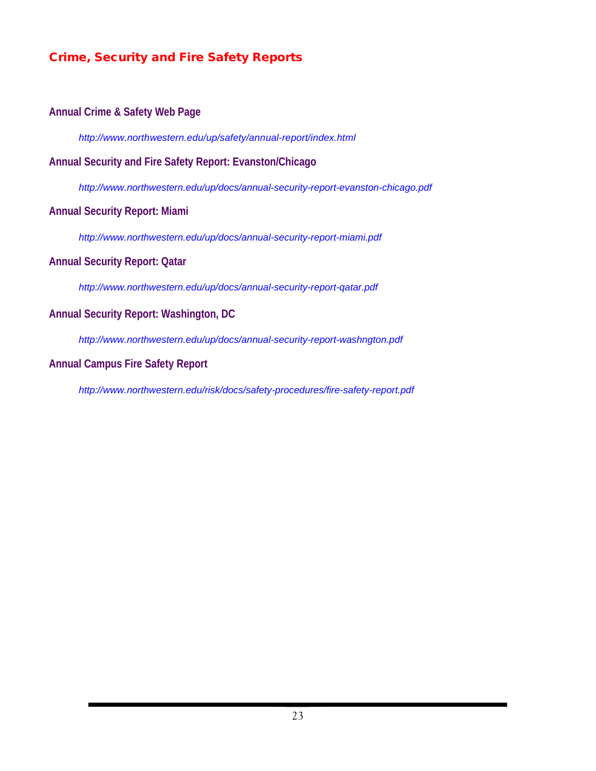## Crime, Security and Fire Safety Reports

### Annual Crime & Safety Web Page

*http://www.northwestern.edu/up/safety/annual-report/index.html*

### Annual Security and Fire Safety Report: Evanston/Chicago

*http://www.northwestern.edu/up/docs/annual-security-report-evanston-chicago.pdf*

### Annual Security Report: Miami

*http://www.northwestern.edu/up/docs/annual-security-report-miami.pdf*

### Annual Security Report: Qatar

*http://www.northwestern.edu/up/docs/annual-security-report-qatar.pdf*

### Annual Security Report: Washington, DC

*http://www.northwestern.edu/up/docs/annual-security-report-washngton.pdf*

### Annual Campus Fire Safety Report

*http://www.northwestern.edu/risk/docs/safety-procedures/fire-safety-report.pdf*